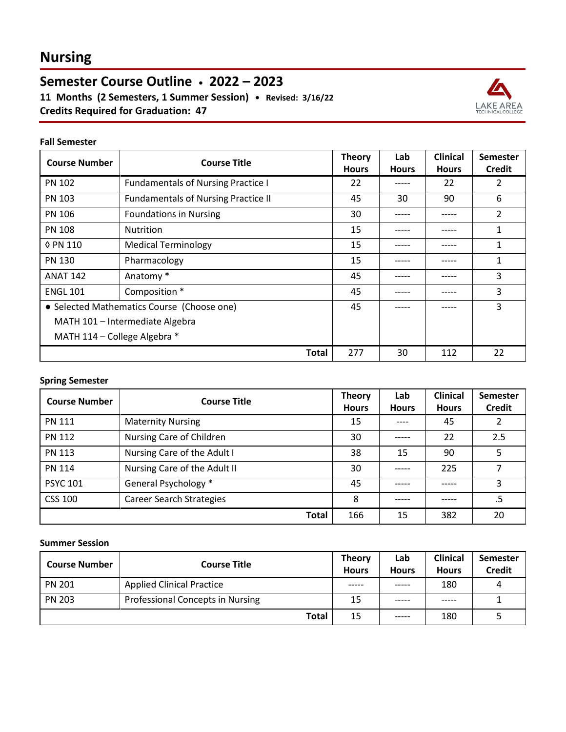# Nursing

## Semester Course Outline • 2022 – 2023

**11 Months (2 Semesters, 1 Summer Session) • Revised: 3/16/22**

**Credits Required for Graduation: 47**

LAKE AREA TECHNICAL COLLEGE

### Fall Semester

| Course Number | Course Title | Theory Hours | Lab Hours | Clinical Hours | Semester Credit |
|---|---|---|---|---|---|
| PN 102 | Fundamentals of Nursing Practice I | 22 | ----- | 22 | 2 |
| PN 103 | Fundamentals of Nursing Practice II | 45 | 30 | 90 | 6 |
| PN 106 | Foundations in Nursing | 30 | ----- | ----- | 2 |
| PN 108 | Nutrition | 15 | ----- | ----- | 1 |
| ◊ PN 110 | Medical Terminology | 15 | ----- | ----- | 1 |
| PN 130 | Pharmacology | 15 | ----- | ----- | 1 |
| ANAT 142 | Anatomy * | 45 | ----- | ----- | 3 |
| ENGL 101 | Composition * | 45 | ----- | ----- | 3 |
| ● Selected Mathematics Course (Choose one)<br>MATH 101 – Intermediate Algebra<br>MATH 114 – College Algebra * | | 45 | ----- | ----- | 3 |
| | **Total** | 277 | 30 | 112 | 22 |

### Spring Semester

| Course Number | Course Title | Theory Hours | Lab Hours | Clinical Hours | Semester Credit |
|---|---|---|---|---|---|
| PN 111 | Maternity Nursing | 15 | ---- | 45 | 2 |
| PN 112 | Nursing Care of Children | 30 | ----- | 22 | 2.5 |
| PN 113 | Nursing Care of the Adult I | 38 | 15 | 90 | 5 |
| PN 114 | Nursing Care of the Adult II | 30 | ----- | 225 | 7 |
| PSYC 101 | General Psychology * | 45 | ----- | ----- | 3 |
| CSS 100 | Career Search Strategies | 8 | ----- | ----- | .5 |
| | **Total** | 166 | 15 | 382 | 20 |

### Summer Session

| Course Number | Course Title | Theory Hours | Lab Hours | Clinical Hours | Semester Credit |
|---|---|---|---|---|---|
| PN 201 | Applied Clinical Practice | ----- | ----- | 180 | 4 |
| PN 203 | Professional Concepts in Nursing | 15 | ----- | ----- | 1 |
| | **Total** | 15 | ----- | 180 | 5 |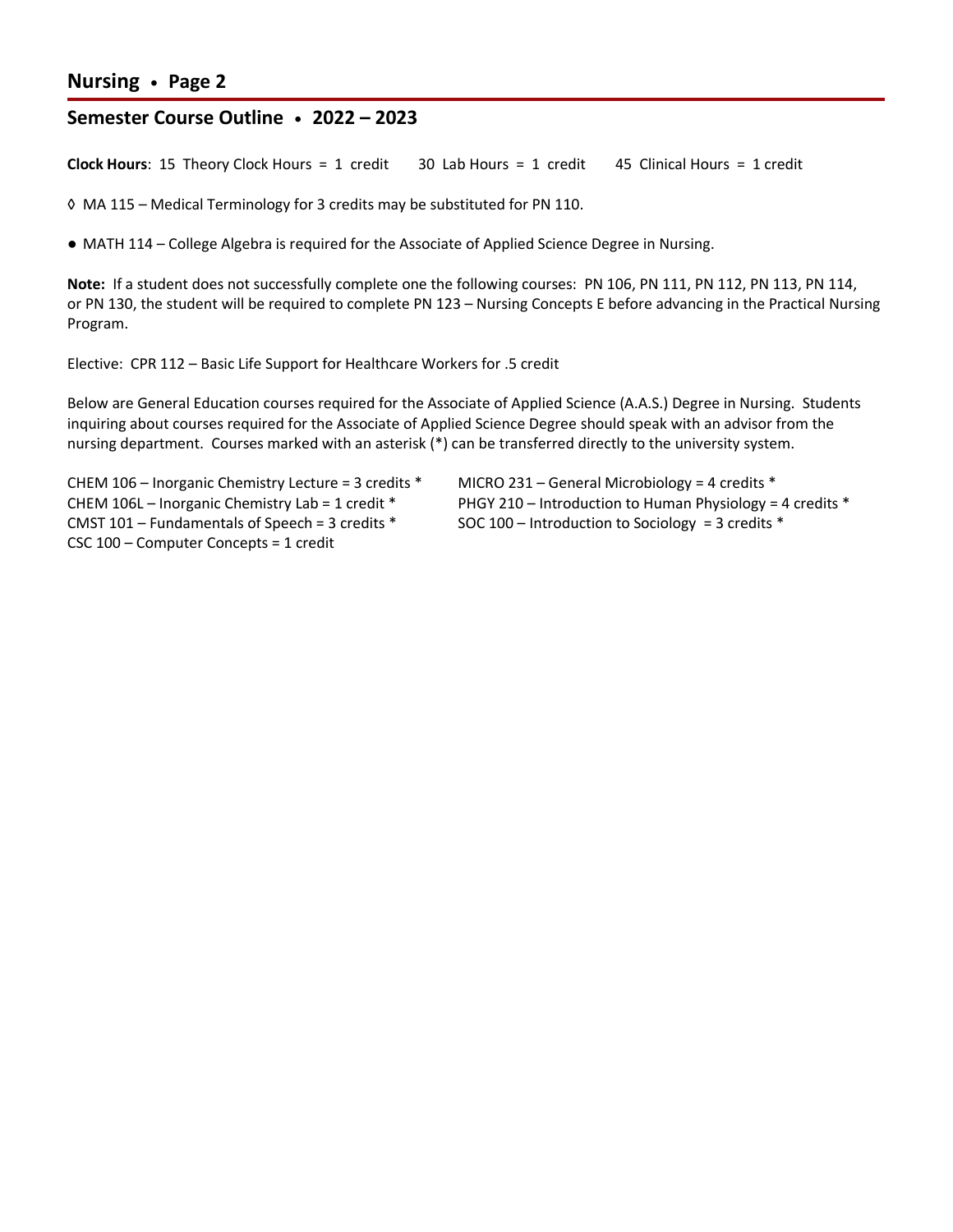## Nursing • Page 2

## Semester Course Outline • 2022 – 2023

**Clock Hours**: 15 Theory Clock Hours = 1 credit  30 Lab Hours = 1 credit  45 Clinical Hours = 1 credit

◊ MA 115 – Medical Terminology for 3 credits may be substituted for PN 110.

● MATH 114 – College Algebra is required for the Associate of Applied Science Degree in Nursing.

**Note:** If a student does not successfully complete one the following courses: PN 106, PN 111, PN 112, PN 113, PN 114, or PN 130, the student will be required to complete PN 123 – Nursing Concepts E before advancing in the Practical Nursing Program.

Elective: CPR 112 – Basic Life Support for Healthcare Workers for .5 credit

Below are General Education courses required for the Associate of Applied Science (A.A.S.) Degree in Nursing. Students inquiring about courses required for the Associate of Applied Science Degree should speak with an advisor from the nursing department. Courses marked with an asterisk (*) can be transferred directly to the university system.

CHEM 106 – Inorganic Chemistry Lecture = 3 credits *
CHEM 106L – Inorganic Chemistry Lab = 1 credit *
CMST 101 – Fundamentals of Speech = 3 credits *
CSC 100 – Computer Concepts = 1 credit
MICRO 231 – General Microbiology = 4 credits *
PHGY 210 – Introduction to Human Physiology = 4 credits *
SOC 100 – Introduction to Sociology = 3 credits *